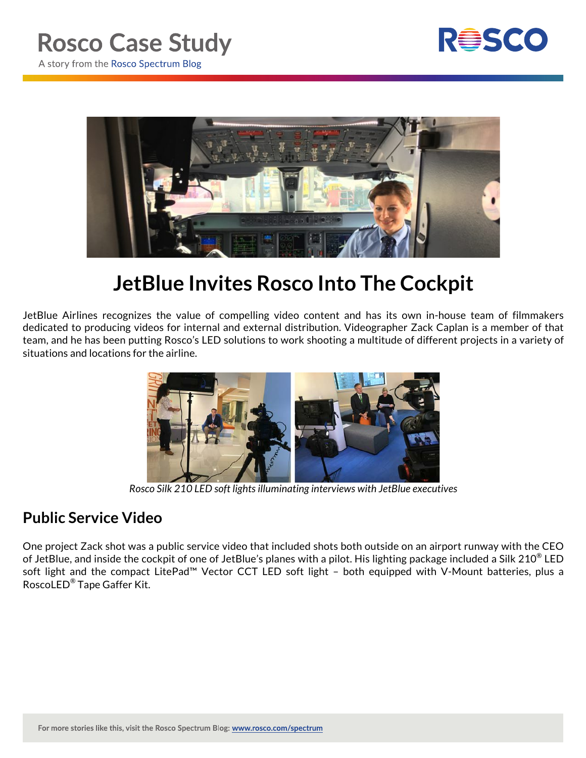# Rosco Case Study

A story from the Rosco Spectrum Blog

# JetBlue Invites Rosco Into The Cockpit

JetBlue Airlines recognizes the value of compelling video content and has its own in-house team of filmmakers dedicated to producing videos for internal and external distribution. Videographer Zack Caplan is a member of that team, and he has been putting Rosco's LED solutions to work shooting a multitude of different projects in a variety of situations and locations for the airline.

*Rosco Silk 210 LED soft lights illuminating interviews with JetBlue executives*

## Public Service Video

One project Zack shot was a public service video that included shots both outside on an airport runway with the CEO of JetBlue, and inside the cockpit of one of JetBlue's planes with a pilot. His lighting package included a Silk 210® LED soft light and the compact LitePad™ Vector CCT LED soft light – both equipped with V-Mount batteries, plus a RoscoLED® Tape Gaffer Kit.

For more stories like this, visit the Rosco Spectrum Blog: www.rosco.com/spectrum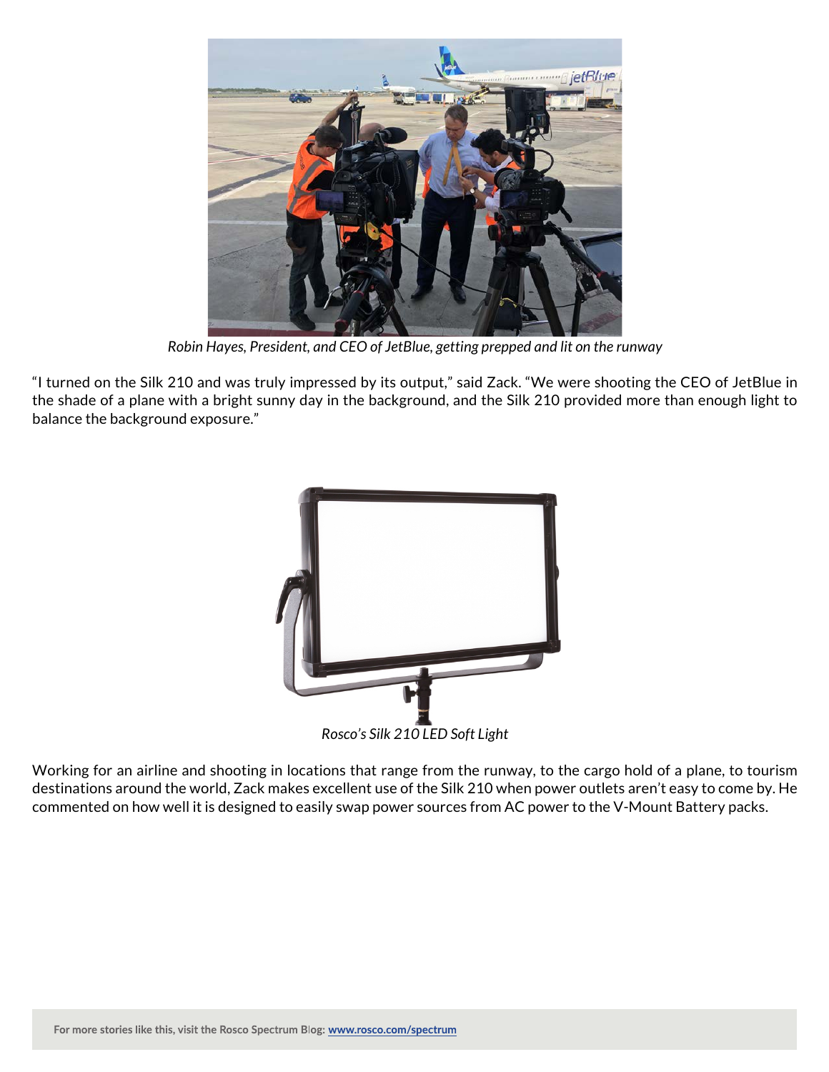*Robin Hayes, President, and CEO of JetBlue, getting prepped and lit on the runway*

"I turned on the Silk 210 and was truly impressed by its output," said Zack. "We were shooting the CEO of JetBlue in the shade of a plane with a bright sunny day in the background, and the Silk 210 provided more than enough light to balance the background exposure."

*Rosco's Silk 210 LED Soft Light*

Working for an airline and shooting in locations that range from the runway, to the cargo hold of a plane, to tourism destinations around the world, Zack makes excellent use of the Silk 210 when power outlets aren't easy to come by. He commented on how well it is designed to easily swap power sources from AC power to the V-Mount Battery packs.

**For more stories like this, visit the Rosco Spectrum Blog: [www.rosco.com/spectrum](http://www.rosco.com/spectrum)**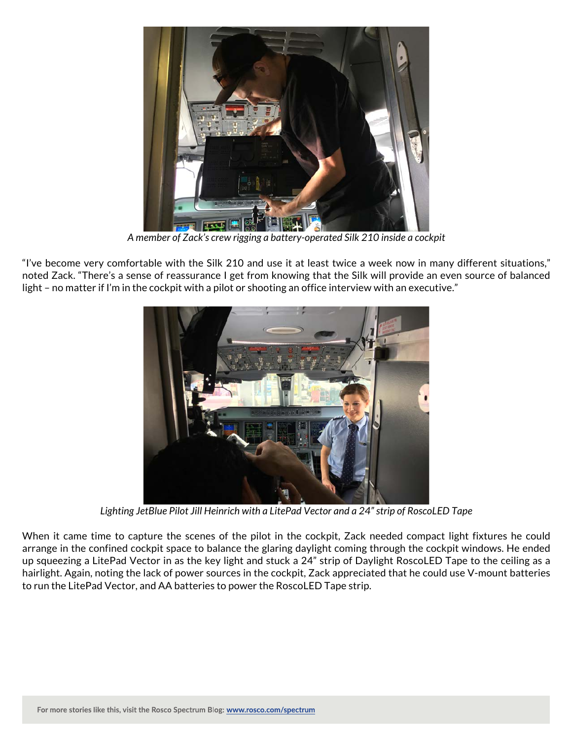*A member of Zack's crew rigging a battery-operated Silk 210 inside a cockpit*

"I've become very comfortable with the Silk 210 and use it at least twice a week now in many different situations," noted Zack. "There's a sense of reassurance I get from knowing that the Silk will provide an even source of balanced light – no matter if I'm in the cockpit with a pilot or shooting an office interview with an executive."

*Lighting JetBlue Pilot Jill Heinrich with a LitePad Vector and a 24" strip of RoscoLED Tape*

When it came time to capture the scenes of the pilot in the cockpit, Zack needed compact light fixtures he could arrange in the confined cockpit space to balance the glaring daylight coming through the cockpit windows. He ended up squeezing a LitePad Vector in as the key light and stuck a 24" strip of Daylight RoscoLED Tape to the ceiling as a hairlight. Again, noting the lack of power sources in the cockpit, Zack appreciated that he could use V-mount batteries to run the LitePad Vector, and AA batteries to power the RoscoLED Tape strip.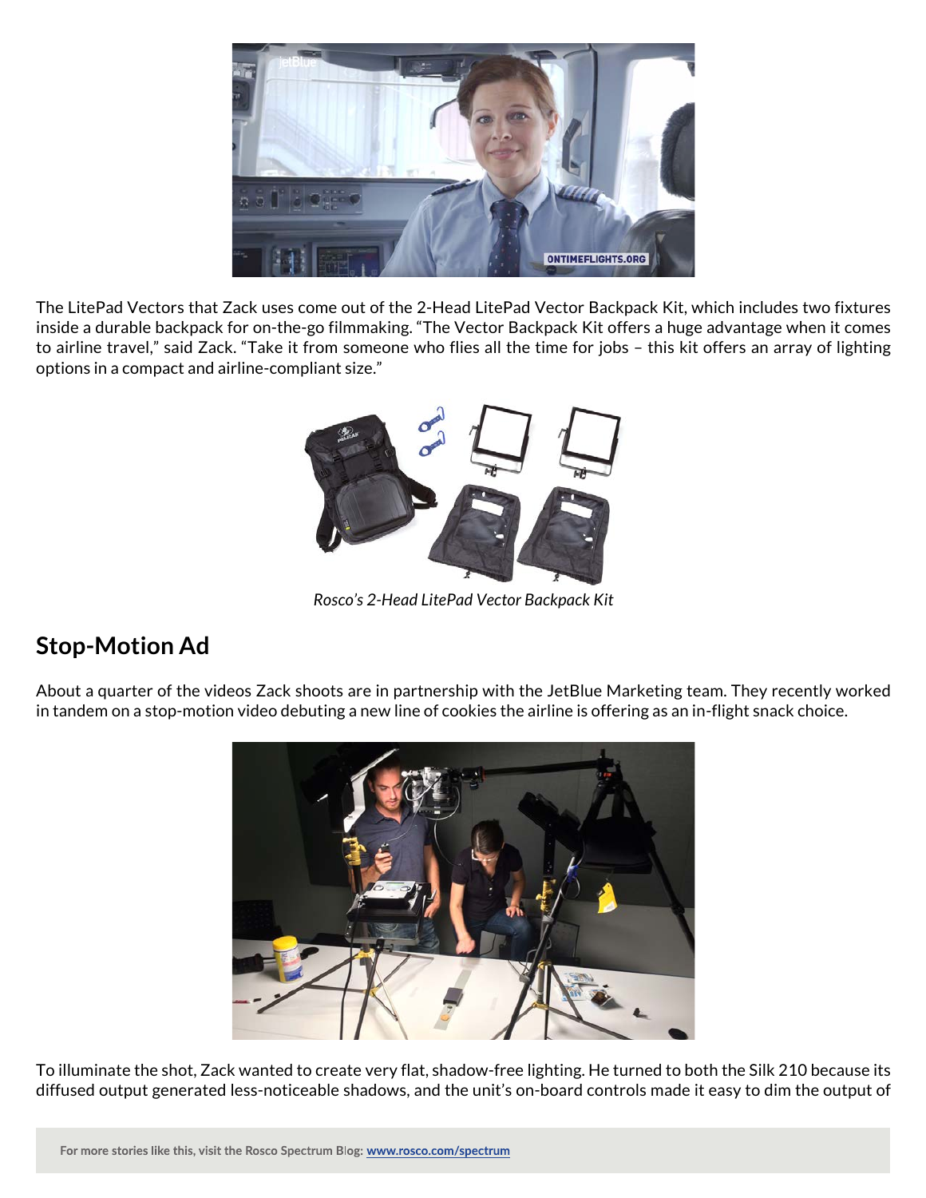The LitePad Vectors that Zack uses come out of the 2-Head LitePad Vector Backpack Kit, which includes two fixtures inside a durable backpack for on-the-go filmmaking. "The Vector Backpack Kit offers a huge advantage when it comes to airline travel," said Zack. "Take it from someone who flies all the time for jobs – this kit offers an array of lighting options in a compact and airline-compliant size."

*Rosco's 2-Head LitePad Vector Backpack Kit*

## Stop-Motion Ad

About a quarter of the videos Zack shoots are in partnership with the JetBlue Marketing team. They recently worked in tandem on a stop-motion video debuting a new line of cookies the airline is offering as an in-flight snack choice.

To illuminate the shot, Zack wanted to create very flat, shadow-free lighting. He turned to both the Silk 210 because its diffused output generated less-noticeable shadows, and the unit's on-board controls made it easy to dim the output of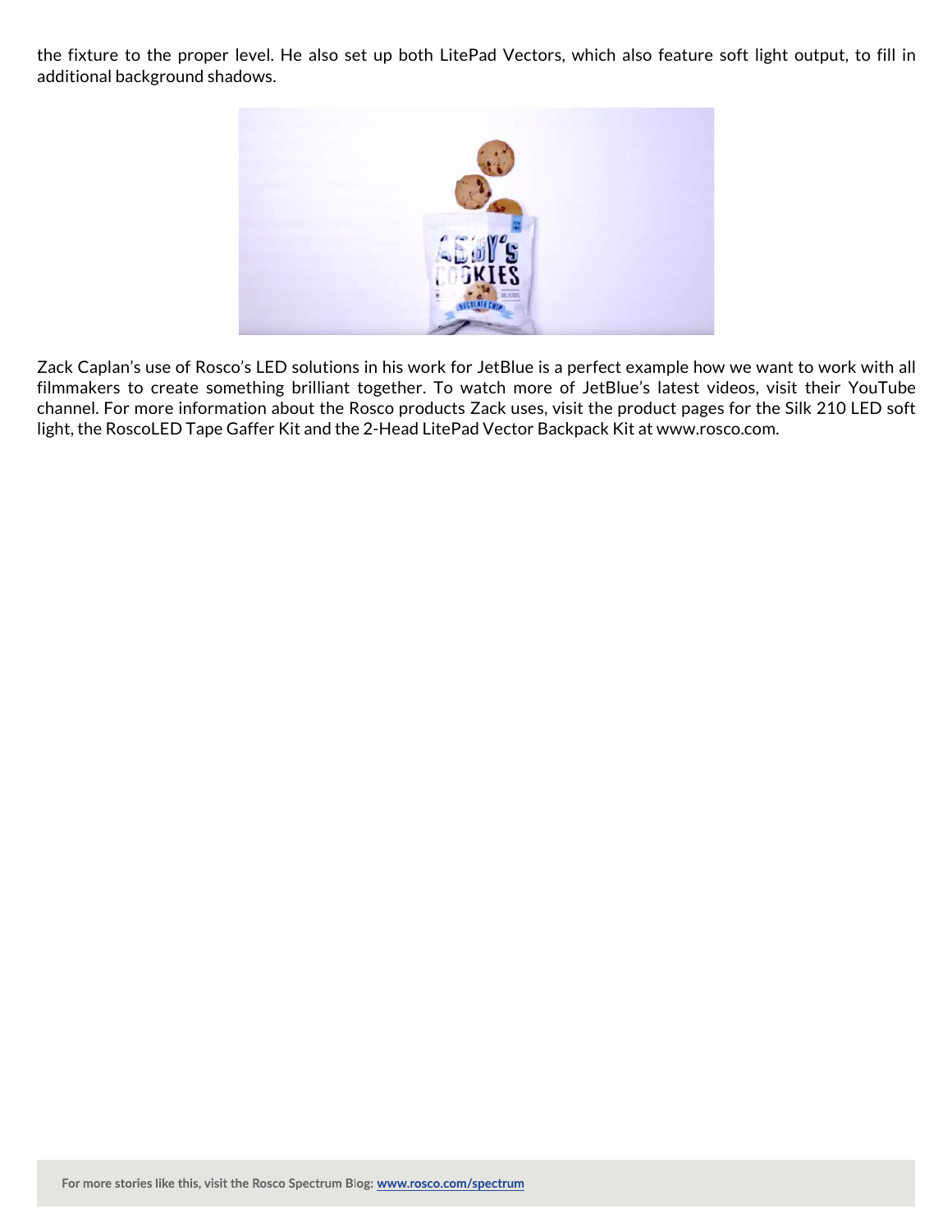the fixture to the proper level. He also set up both LitePad Vectors, which also feature soft light output, to fill in additional background shadows.

Zack Caplan's use of Rosco's LED solutions in his work for JetBlue is a perfect example how we want to work with all filmmakers to create something brilliant together. To watch more of JetBlue's latest videos, visit their YouTube channel. For more information about the Rosco products Zack uses, visit the product pages for the Silk 210 LED soft light, the RoscoLED Tape Gaffer Kit and the 2-Head LitePad Vector Backpack Kit at www.rosco.com.

**For more stories like this, visit the Rosco Spectrum Blog: www.rosco.com/spectrum**